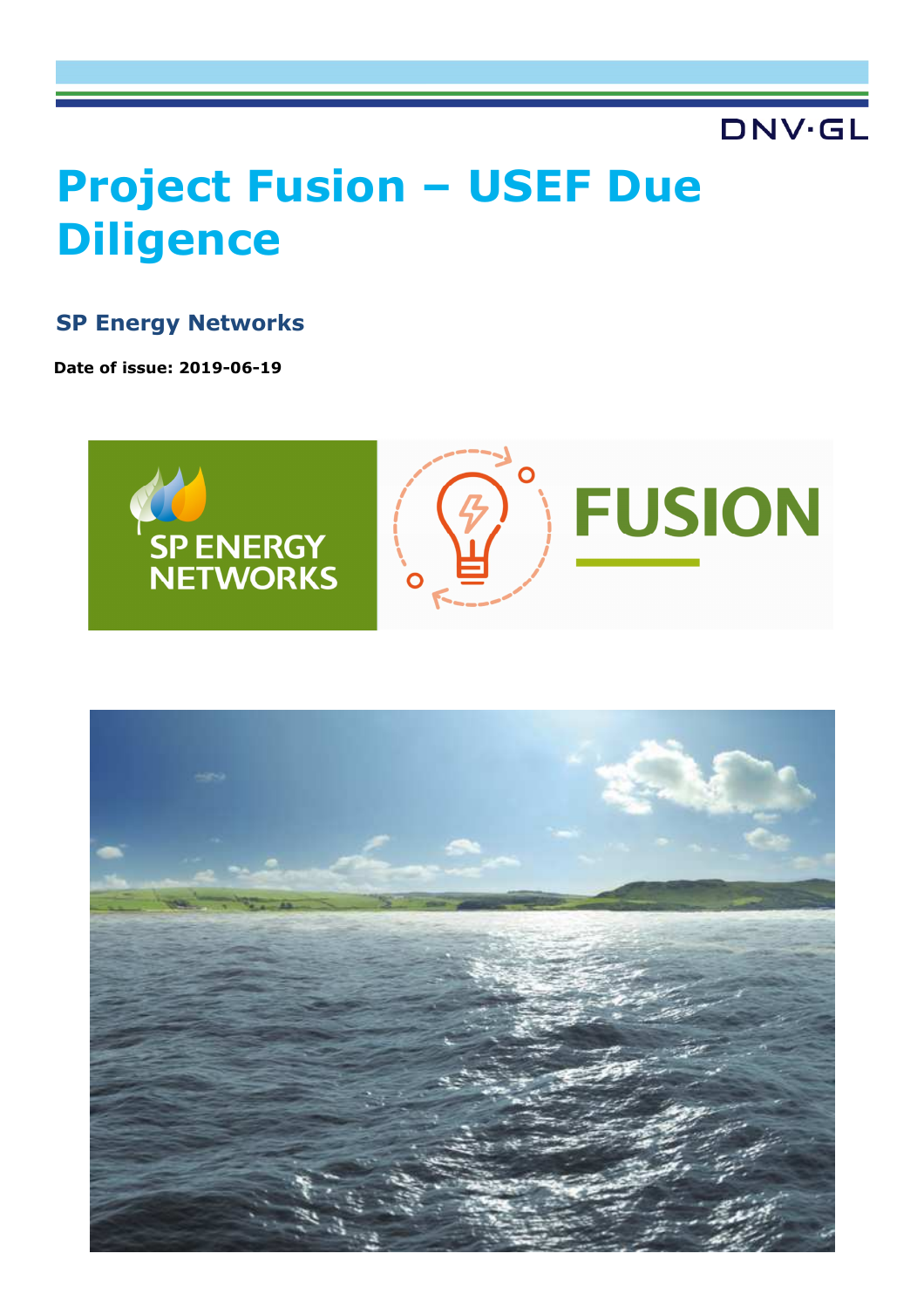DNV·GL

# Project Fusion – USEF Due Diligence

## SP Energy Networks

**Date of issue: 2019-06-19**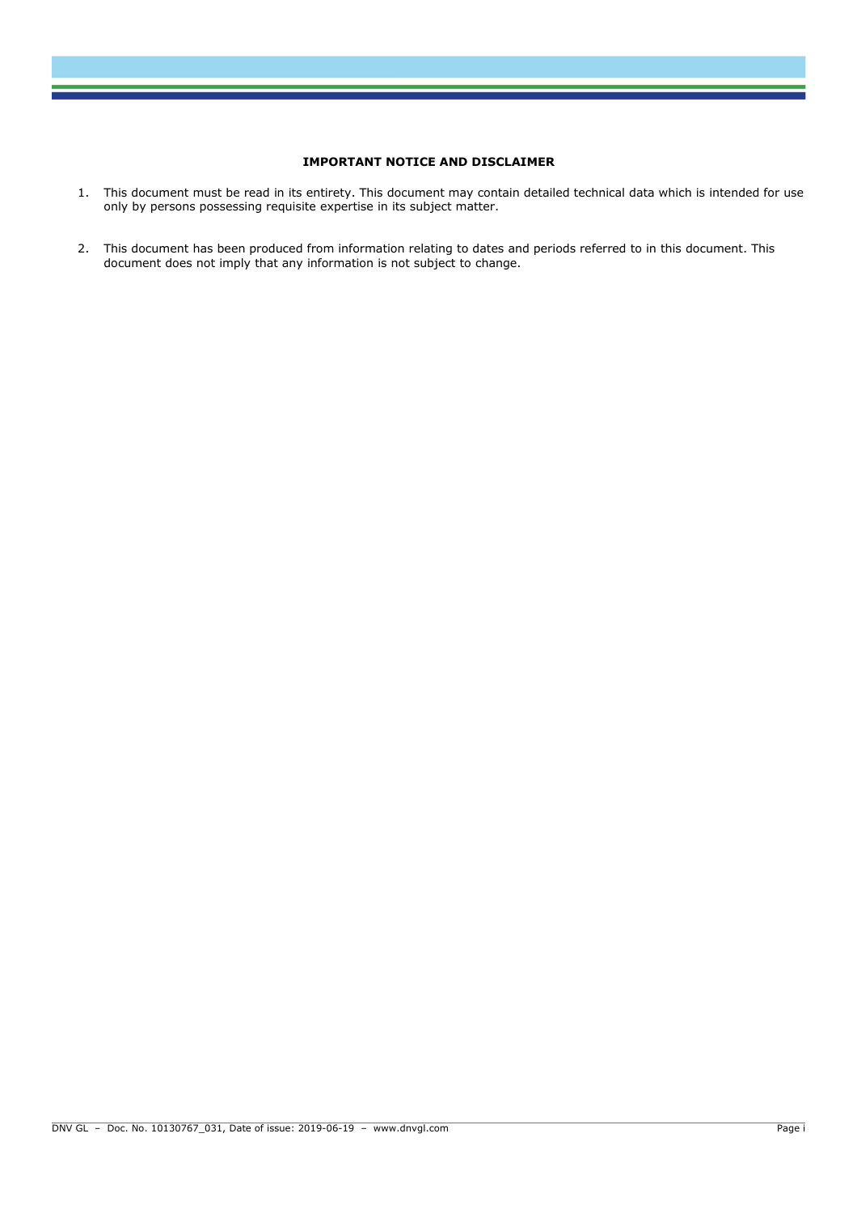**IMPORTANT NOTICE AND DISCLAIMER**

1. This document must be read in its entirety. This document may contain detailed technical data which is intended for use only by persons possessing requisite expertise in its subject matter.

2. This document has been produced from information relating to dates and periods referred to in this document. This document does not imply that any information is not subject to change.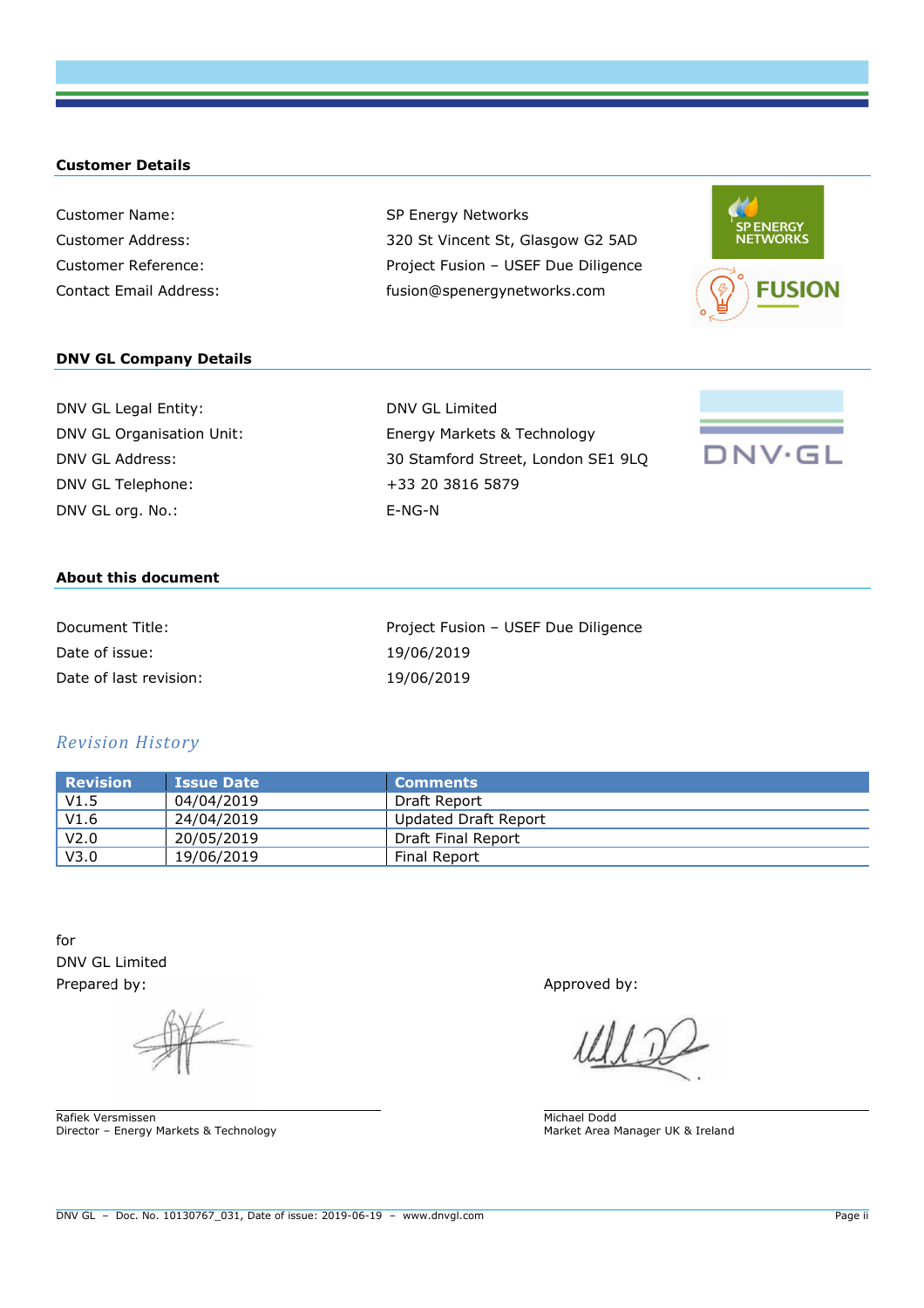### Customer Details

| | |
|---|---|
| Customer Name: | SP Energy Networks |
| Customer Address: | 320 St Vincent St, Glasgow G2 5AD |
| Customer Reference: | Project Fusion – USEF Due Diligence |
| Contact Email Address: | fusion@spenergynetworks.com |

### DNV GL Company Details

| | |
|---|---|
| DNV GL Legal Entity: | DNV GL Limited |
| DNV GL Organisation Unit: | Energy Markets & Technology |
| DNV GL Address: | 30 Stamford Street, London SE1 9LQ |
| DNV GL Telephone: | +33 20 3816 5879 |
| DNV GL org. No.: | E-NG-N |

### About this document

| | |
|---|---|
| Document Title: | Project Fusion – USEF Due Diligence |
| Date of issue: | 19/06/2019 |
| Date of last revision: | 19/06/2019 |

## *Revision History*

| Revision | Issue Date | Comments |
|---|---|---|
| V1.5 | 04/04/2019 | Draft Report |
| V1.6 | 24/04/2019 | Updated Draft Report |
| V2.0 | 20/05/2019 | Draft Final Report |
| V3.0 | 19/06/2019 | Final Report |

for
DNV GL Limited

Prepared by:

Rafiek Versmissen
Director – Energy Markets & Technology

Approved by:

Michael Dodd
Market Area Manager UK & Ireland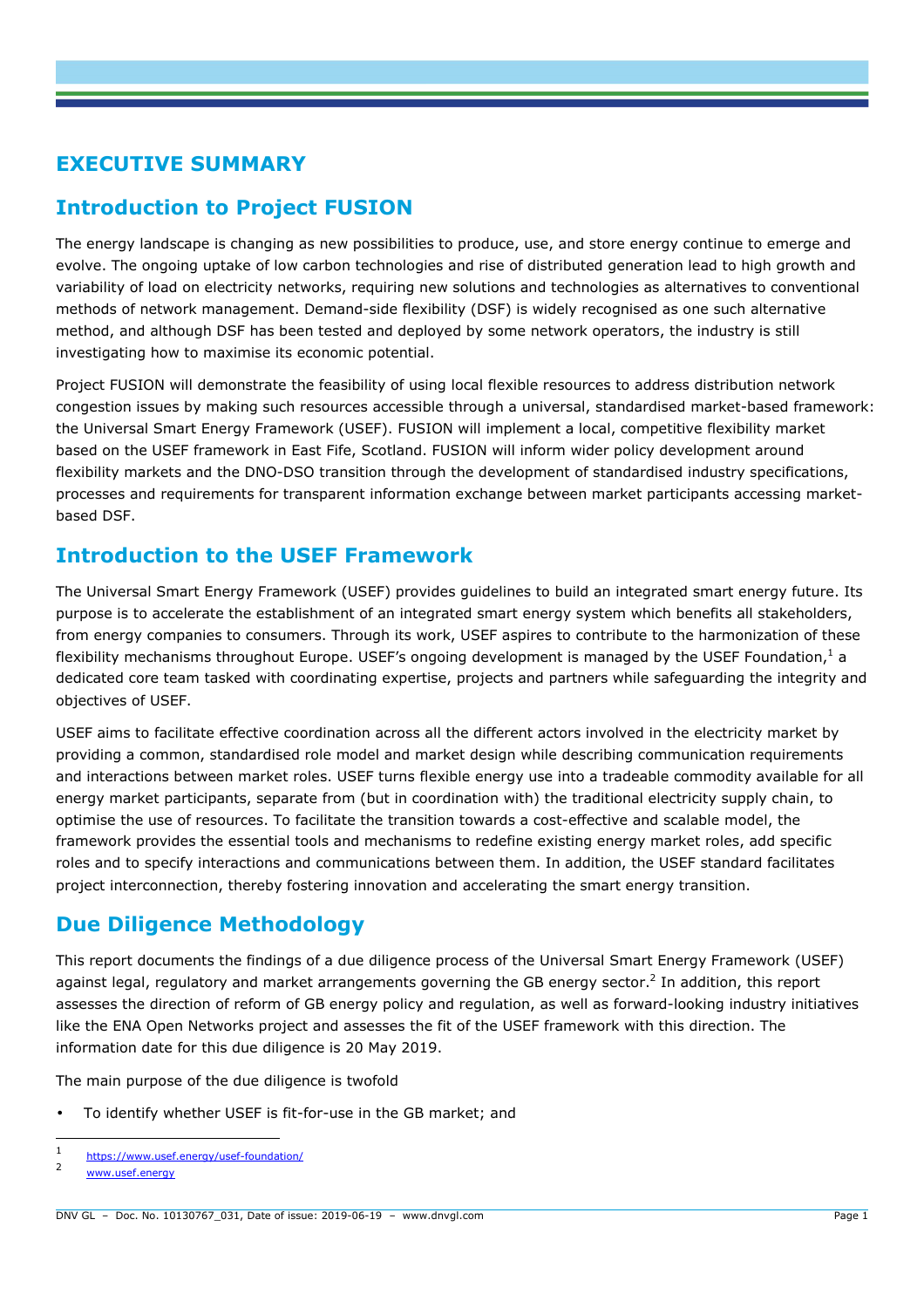# EXECUTIVE SUMMARY

## Introduction to Project FUSION

The energy landscape is changing as new possibilities to produce, use, and store energy continue to emerge and evolve. The ongoing uptake of low carbon technologies and rise of distributed generation lead to high growth and variability of load on electricity networks, requiring new solutions and technologies as alternatives to conventional methods of network management. Demand-side flexibility (DSF) is widely recognised as one such alternative method, and although DSF has been tested and deployed by some network operators, the industry is still investigating how to maximise its economic potential.

Project FUSION will demonstrate the feasibility of using local flexible resources to address distribution network congestion issues by making such resources accessible through a universal, standardised market-based framework: the Universal Smart Energy Framework (USEF). FUSION will implement a local, competitive flexibility market based on the USEF framework in East Fife, Scotland. FUSION will inform wider policy development around flexibility markets and the DNO-DSO transition through the development of standardised industry specifications, processes and requirements for transparent information exchange between market participants accessing market-based DSF.

## Introduction to the USEF Framework

The Universal Smart Energy Framework (USEF) provides guidelines to build an integrated smart energy future. Its purpose is to accelerate the establishment of an integrated smart energy system which benefits all stakeholders, from energy companies to consumers. Through its work, USEF aspires to contribute to the harmonization of these flexibility mechanisms throughout Europe. USEF's ongoing development is managed by the USEF Foundation,[1] a dedicated core team tasked with coordinating expertise, projects and partners while safeguarding the integrity and objectives of USEF.

USEF aims to facilitate effective coordination across all the different actors involved in the electricity market by providing a common, standardised role model and market design while describing communication requirements and interactions between market roles. USEF turns flexible energy use into a tradeable commodity available for all energy market participants, separate from (but in coordination with) the traditional electricity supply chain, to optimise the use of resources. To facilitate the transition towards a cost-effective and scalable model, the framework provides the essential tools and mechanisms to redefine existing energy market roles, add specific roles and to specify interactions and communications between them. In addition, the USEF standard facilitates project interconnection, thereby fostering innovation and accelerating the smart energy transition.

## Due Diligence Methodology

This report documents the findings of a due diligence process of the Universal Smart Energy Framework (USEF) against legal, regulatory and market arrangements governing the GB energy sector.[2] In addition, this report assesses the direction of reform of GB energy policy and regulation, as well as forward-looking industry initiatives like the ENA Open Networks project and assesses the fit of the USEF framework with this direction. The information date for this due diligence is 20 May 2019.

The main purpose of the due diligence is twofold

- To identify whether USEF is fit-for-use in the GB market; and

---

[1] https://www.usef.energy/usef-foundation/

[2] www.usef.energy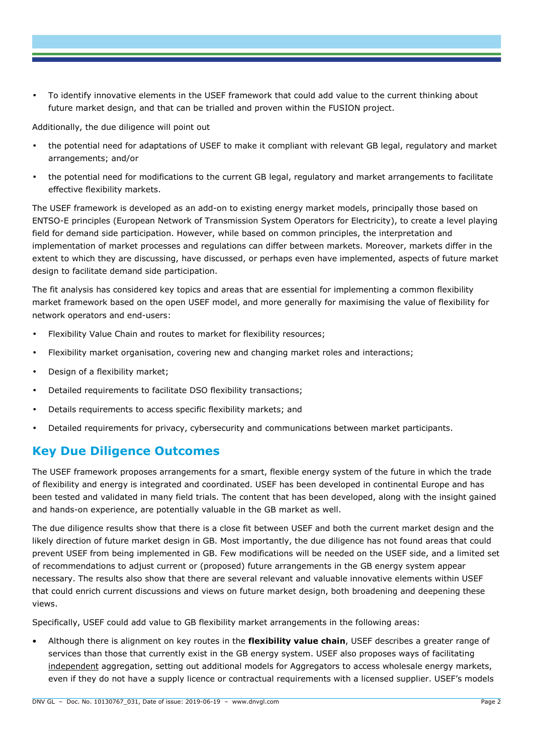- To identify innovative elements in the USEF framework that could add value to the current thinking about future market design, and that can be trialled and proven within the FUSION project.

Additionally, the due diligence will point out

- the potential need for adaptations of USEF to make it compliant with relevant GB legal, regulatory and market arrangements; and/or
- the potential need for modifications to the current GB legal, regulatory and market arrangements to facilitate effective flexibility markets.

The USEF framework is developed as an add-on to existing energy market models, principally those based on ENTSO-E principles (European Network of Transmission System Operators for Electricity), to create a level playing field for demand side participation. However, while based on common principles, the interpretation and implementation of market processes and regulations can differ between markets. Moreover, markets differ in the extent to which they are discussing, have discussed, or perhaps even have implemented, aspects of future market design to facilitate demand side participation.

The fit analysis has considered key topics and areas that are essential for implementing a common flexibility market framework based on the open USEF model, and more generally for maximising the value of flexibility for network operators and end-users:

- Flexibility Value Chain and routes to market for flexibility resources;
- Flexibility market organisation, covering new and changing market roles and interactions;
- Design of a flexibility market;
- Detailed requirements to facilitate DSO flexibility transactions;
- Details requirements to access specific flexibility markets; and
- Detailed requirements for privacy, cybersecurity and communications between market participants.

## Key Due Diligence Outcomes

The USEF framework proposes arrangements for a smart, flexible energy system of the future in which the trade of flexibility and energy is integrated and coordinated. USEF has been developed in continental Europe and has been tested and validated in many field trials. The content that has been developed, along with the insight gained and hands-on experience, are potentially valuable in the GB market as well.

The due diligence results show that there is a close fit between USEF and both the current market design and the likely direction of future market design in GB. Most importantly, the due diligence has not found areas that could prevent USEF from being implemented in GB. Few modifications will be needed on the USEF side, and a limited set of recommendations to adjust current or (proposed) future arrangements in the GB energy system appear necessary. The results also show that there are several relevant and valuable innovative elements within USEF that could enrich current discussions and views on future market design, both broadening and deepening these views.

Specifically, USEF could add value to GB flexibility market arrangements in the following areas:

- Although there is alignment on key routes in the **flexibility value chain**, USEF describes a greater range of services than those that currently exist in the GB energy system. USEF also proposes ways of facilitating <u>independent</u> aggregation, setting out additional models for Aggregators to access wholesale energy markets, even if they do not have a supply licence or contractual requirements with a licensed supplier. USEF's models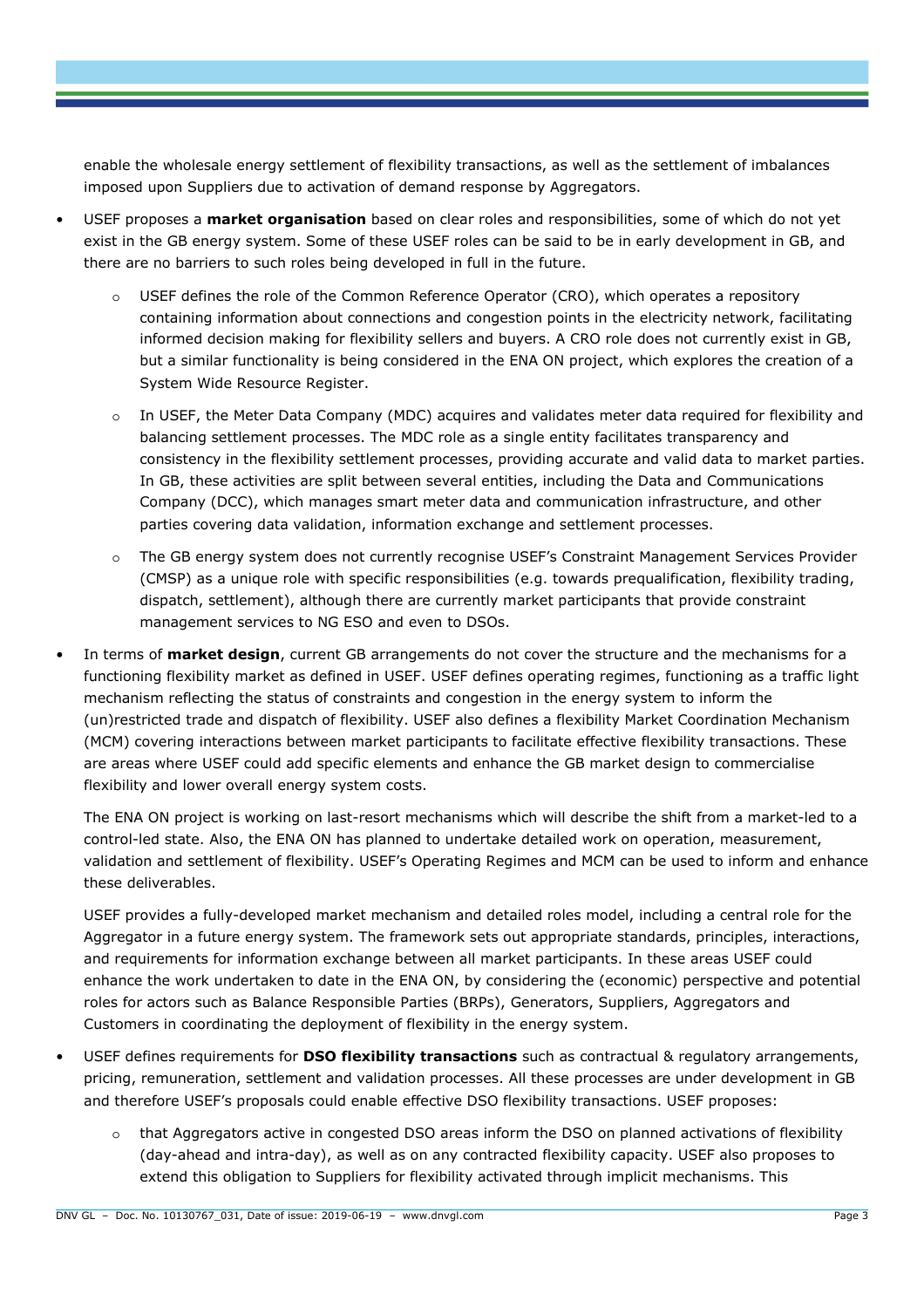enable the wholesale energy settlement of flexibility transactions, as well as the settlement of imbalances imposed upon Suppliers due to activation of demand response by Aggregators.

- USEF proposes a **market organisation** based on clear roles and responsibilities, some of which do not yet exist in the GB energy system. Some of these USEF roles can be said to be in early development in GB, and there are no barriers to such roles being developed in full in the future.
    - USEF defines the role of the Common Reference Operator (CRO), which operates a repository containing information about connections and congestion points in the electricity network, facilitating informed decision making for flexibility sellers and buyers. A CRO role does not currently exist in GB, but a similar functionality is being considered in the ENA ON project, which explores the creation of a System Wide Resource Register.
    - In USEF, the Meter Data Company (MDC) acquires and validates meter data required for flexibility and balancing settlement processes. The MDC role as a single entity facilitates transparency and consistency in the flexibility settlement processes, providing accurate and valid data to market parties. In GB, these activities are split between several entities, including the Data and Communications Company (DCC), which manages smart meter data and communication infrastructure, and other parties covering data validation, information exchange and settlement processes.
    - The GB energy system does not currently recognise USEF's Constraint Management Services Provider (CMSP) as a unique role with specific responsibilities (e.g. towards prequalification, flexibility trading, dispatch, settlement), although there are currently market participants that provide constraint management services to NG ESO and even to DSOs.
- In terms of **market design**, current GB arrangements do not cover the structure and the mechanisms for a functioning flexibility market as defined in USEF. USEF defines operating regimes, functioning as a traffic light mechanism reflecting the status of constraints and congestion in the energy system to inform the (un)restricted trade and dispatch of flexibility. USEF also defines a flexibility Market Coordination Mechanism (MCM) covering interactions between market participants to facilitate effective flexibility transactions. These are areas where USEF could add specific elements and enhance the GB market design to commercialise flexibility and lower overall energy system costs.

  The ENA ON project is working on last-resort mechanisms which will describe the shift from a market-led to a control-led state. Also, the ENA ON has planned to undertake detailed work on operation, measurement, validation and settlement of flexibility. USEF's Operating Regimes and MCM can be used to inform and enhance these deliverables.

  USEF provides a fully-developed market mechanism and detailed roles model, including a central role for the Aggregator in a future energy system. The framework sets out appropriate standards, principles, interactions, and requirements for information exchange between all market participants. In these areas USEF could enhance the work undertaken to date in the ENA ON, by considering the (economic) perspective and potential roles for actors such as Balance Responsible Parties (BRPs), Generators, Suppliers, Aggregators and Customers in coordinating the deployment of flexibility in the energy system.
- USEF defines requirements for **DSO flexibility transactions** such as contractual & regulatory arrangements, pricing, remuneration, settlement and validation processes. All these processes are under development in GB and therefore USEF's proposals could enable effective DSO flexibility transactions. USEF proposes:
    - that Aggregators active in congested DSO areas inform the DSO on planned activations of flexibility (day-ahead and intra-day), as well as on any contracted flexibility capacity. USEF also proposes to extend this obligation to Suppliers for flexibility activated through implicit mechanisms. This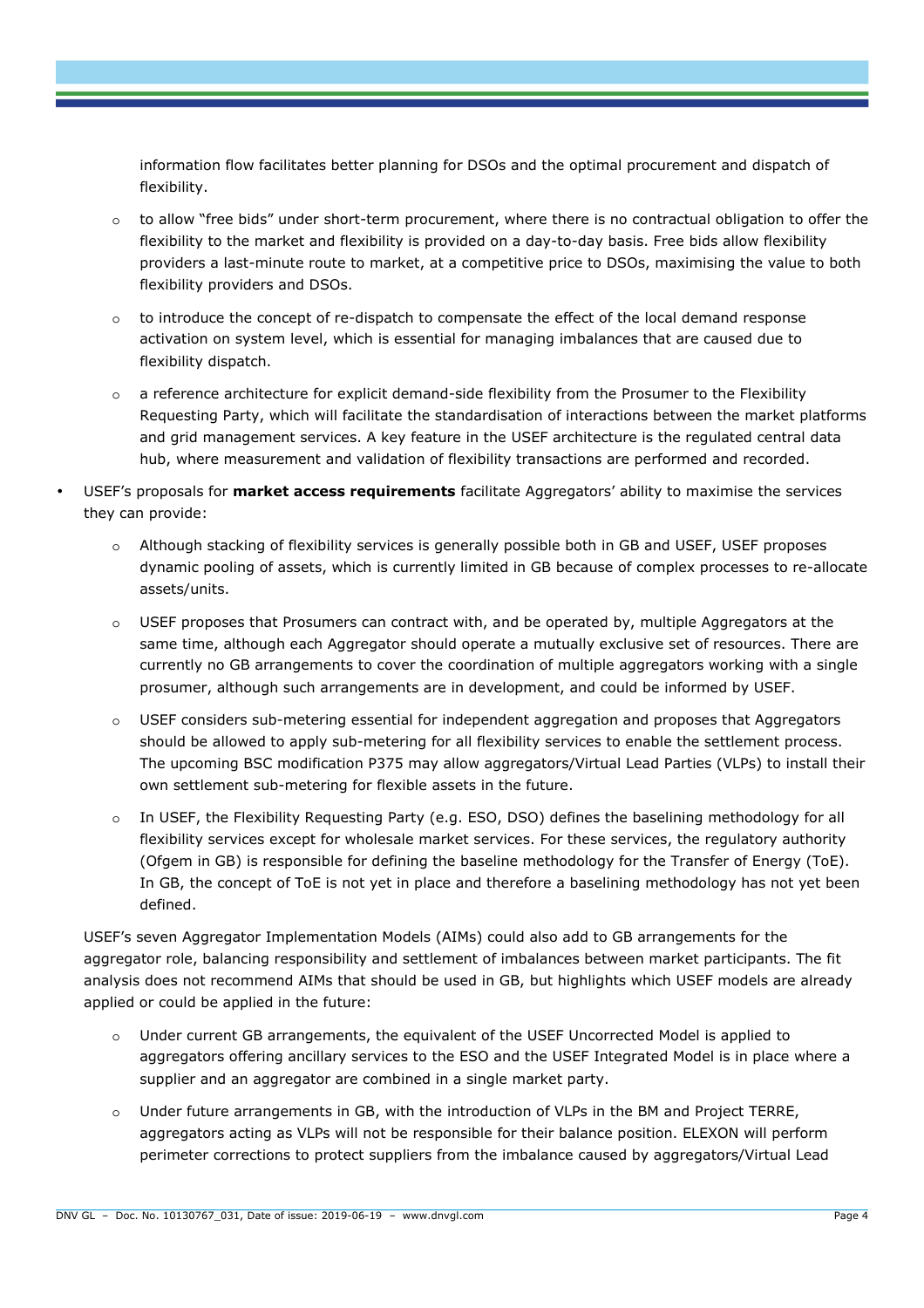information flow facilitates better planning for DSOs and the optimal procurement and dispatch of flexibility.

  - to allow "free bids" under short-term procurement, where there is no contractual obligation to offer the flexibility to the market and flexibility is provided on a day-to-day basis. Free bids allow flexibility providers a last-minute route to market, at a competitive price to DSOs, maximising the value to both flexibility providers and DSOs.
  - to introduce the concept of re-dispatch to compensate the effect of the local demand response activation on system level, which is essential for managing imbalances that are caused due to flexibility dispatch.
  - a reference architecture for explicit demand-side flexibility from the Prosumer to the Flexibility Requesting Party, which will facilitate the standardisation of interactions between the market platforms and grid management services. A key feature in the USEF architecture is the regulated central data hub, where measurement and validation of flexibility transactions are performed and recorded.

- USEF's proposals for **market access requirements** facilitate Aggregators' ability to maximise the services they can provide:
  - Although stacking of flexibility services is generally possible both in GB and USEF, USEF proposes dynamic pooling of assets, which is currently limited in GB because of complex processes to re-allocate assets/units.
  - USEF proposes that Prosumers can contract with, and be operated by, multiple Aggregators at the same time, although each Aggregator should operate a mutually exclusive set of resources. There are currently no GB arrangements to cover the coordination of multiple aggregators working with a single prosumer, although such arrangements are in development, and could be informed by USEF.
  - USEF considers sub-metering essential for independent aggregation and proposes that Aggregators should be allowed to apply sub-metering for all flexibility services to enable the settlement process. The upcoming BSC modification P375 may allow aggregators/Virtual Lead Parties (VLPs) to install their own settlement sub-metering for flexible assets in the future.
  - In USEF, the Flexibility Requesting Party (e.g. ESO, DSO) defines the baselining methodology for all flexibility services except for wholesale market services. For these services, the regulatory authority (Ofgem in GB) is responsible for defining the baseline methodology for the Transfer of Energy (ToE). In GB, the concept of ToE is not yet in place and therefore a baselining methodology has not yet been defined.

  USEF's seven Aggregator Implementation Models (AIMs) could also add to GB arrangements for the aggregator role, balancing responsibility and settlement of imbalances between market participants. The fit analysis does not recommend AIMs that should be used in GB, but highlights which USEF models are already applied or could be applied in the future:

  - Under current GB arrangements, the equivalent of the USEF Uncorrected Model is applied to aggregators offering ancillary services to the ESO and the USEF Integrated Model is in place where a supplier and an aggregator are combined in a single market party.
  - Under future arrangements in GB, with the introduction of VLPs in the BM and Project TERRE, aggregators acting as VLPs will not be responsible for their balance position. ELEXON will perform perimeter corrections to protect suppliers from the imbalance caused by aggregators/Virtual Lead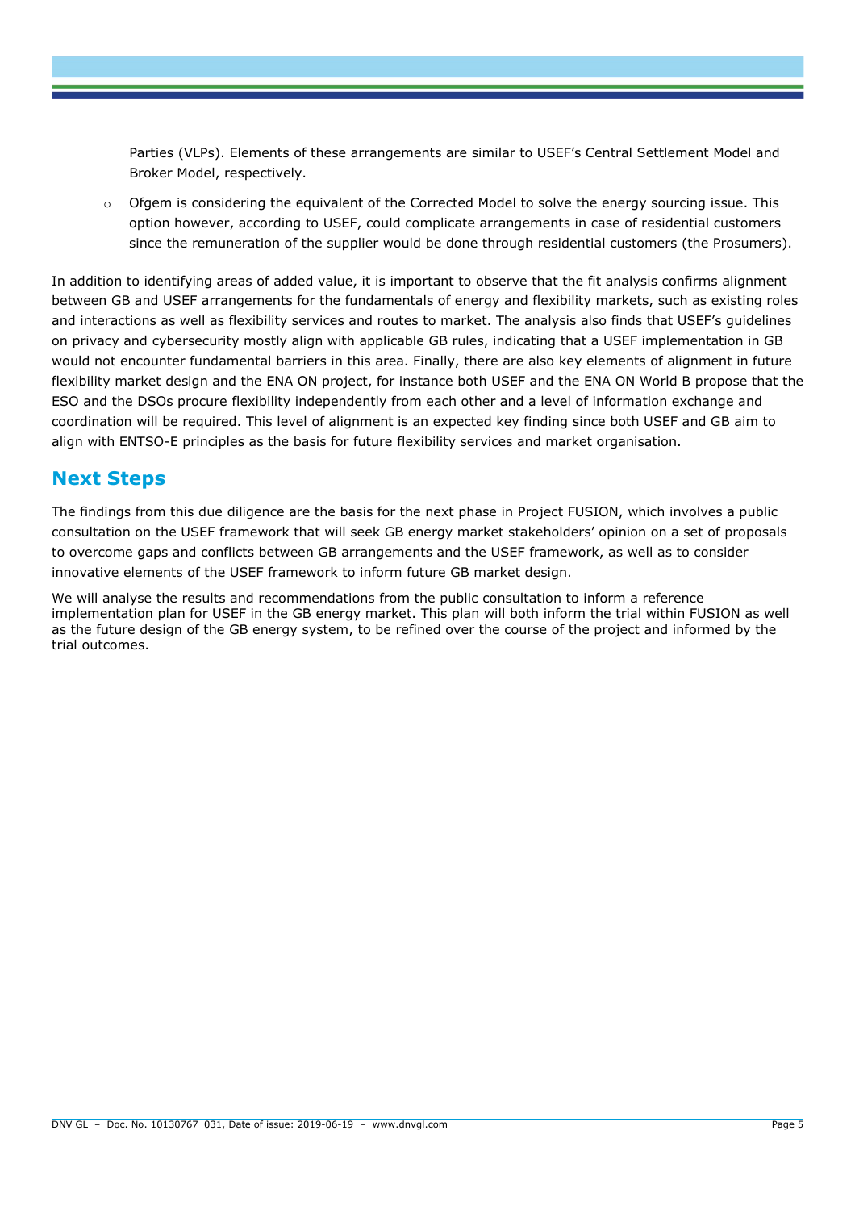Parties (VLPs). Elements of these arrangements are similar to USEF's Central Settlement Model and Broker Model, respectively.

- Ofgem is considering the equivalent of the Corrected Model to solve the energy sourcing issue. This option however, according to USEF, could complicate arrangements in case of residential customers since the remuneration of the supplier would be done through residential customers (the Prosumers).

In addition to identifying areas of added value, it is important to observe that the fit analysis confirms alignment between GB and USEF arrangements for the fundamentals of energy and flexibility markets, such as existing roles and interactions as well as flexibility services and routes to market. The analysis also finds that USEF's guidelines on privacy and cybersecurity mostly align with applicable GB rules, indicating that a USEF implementation in GB would not encounter fundamental barriers in this area. Finally, there are also key elements of alignment in future flexibility market design and the ENA ON project, for instance both USEF and the ENA ON World B propose that the ESO and the DSOs procure flexibility independently from each other and a level of information exchange and coordination will be required. This level of alignment is an expected key finding since both USEF and GB aim to align with ENTSO-E principles as the basis for future flexibility services and market organisation.

## Next Steps

The findings from this due diligence are the basis for the next phase in Project FUSION, which involves a public consultation on the USEF framework that will seek GB energy market stakeholders' opinion on a set of proposals to overcome gaps and conflicts between GB arrangements and the USEF framework, as well as to consider innovative elements of the USEF framework to inform future GB market design.

We will analyse the results and recommendations from the public consultation to inform a reference implementation plan for USEF in the GB energy market. This plan will both inform the trial within FUSION as well as the future design of the GB energy system, to be refined over the course of the project and informed by the trial outcomes.